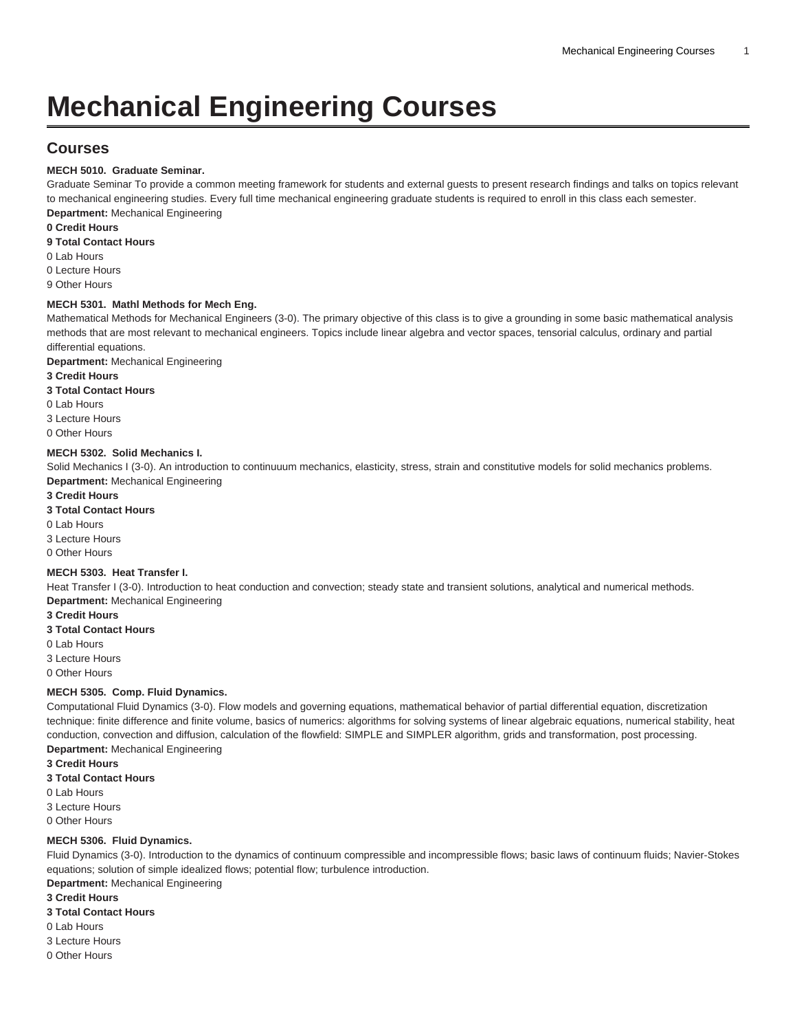# Mechanical Engineering Courses

## Courses

**MECH 5010. Graduate Seminar.**

Graduate Seminar To provide a common meeting framework for students and external guests to present research findings and talks on topics relevant to mechanical engineering studies. Every full time mechanical engineering graduate students is required to enroll in this class each semester.

**Department:** Mechanical Engineering

**0 Credit Hours**

**9 Total Contact Hours**

0 Lab Hours

0 Lecture Hours

9 Other Hours

**MECH 5301. Mathl Methods for Mech Eng.**

Mathematical Methods for Mechanical Engineers (3-0). The primary objective of this class is to give a grounding in some basic mathematical analysis methods that are most relevant to mechanical engineers. Topics include linear algebra and vector spaces, tensorial calculus, ordinary and partial differential equations.

**Department:** Mechanical Engineering

**3 Credit Hours**

**3 Total Contact Hours**

0 Lab Hours

3 Lecture Hours

0 Other Hours

**MECH 5302. Solid Mechanics I.**

Solid Mechanics I (3-0). An introduction to continuuum mechanics, elasticity, stress, strain and constitutive models for solid mechanics problems.

**Department:** Mechanical Engineering

**3 Credit Hours**

**3 Total Contact Hours**

0 Lab Hours

3 Lecture Hours

0 Other Hours

**MECH 5303. Heat Transfer I.**

Heat Transfer I (3-0). Introduction to heat conduction and convection; steady state and transient solutions, analytical and numerical methods.

**Department:** Mechanical Engineering

**3 Credit Hours**

**3 Total Contact Hours**

0 Lab Hours

3 Lecture Hours

0 Other Hours

**MECH 5305. Comp. Fluid Dynamics.**

Computational Fluid Dynamics (3-0). Flow models and governing equations, mathematical behavior of partial differential equation, discretization technique: finite difference and finite volume, basics of numerics: algorithms for solving systems of linear algebraic equations, numerical stability, heat conduction, convection and diffusion, calculation of the flowfield: SIMPLE and SIMPLER algorithm, grids and transformation, post processing.

**Department:** Mechanical Engineering

**3 Credit Hours**

**3 Total Contact Hours**

0 Lab Hours

3 Lecture Hours

0 Other Hours

**MECH 5306. Fluid Dynamics.**

Fluid Dynamics (3-0). Introduction to the dynamics of continuum compressible and incompressible flows; basic laws of continuum fluids; Navier-Stokes equations; solution of simple idealized flows; potential flow; turbulence introduction.

**Department:** Mechanical Engineering

**3 Credit Hours**

**3 Total Contact Hours**

0 Lab Hours

3 Lecture Hours

0 Other Hours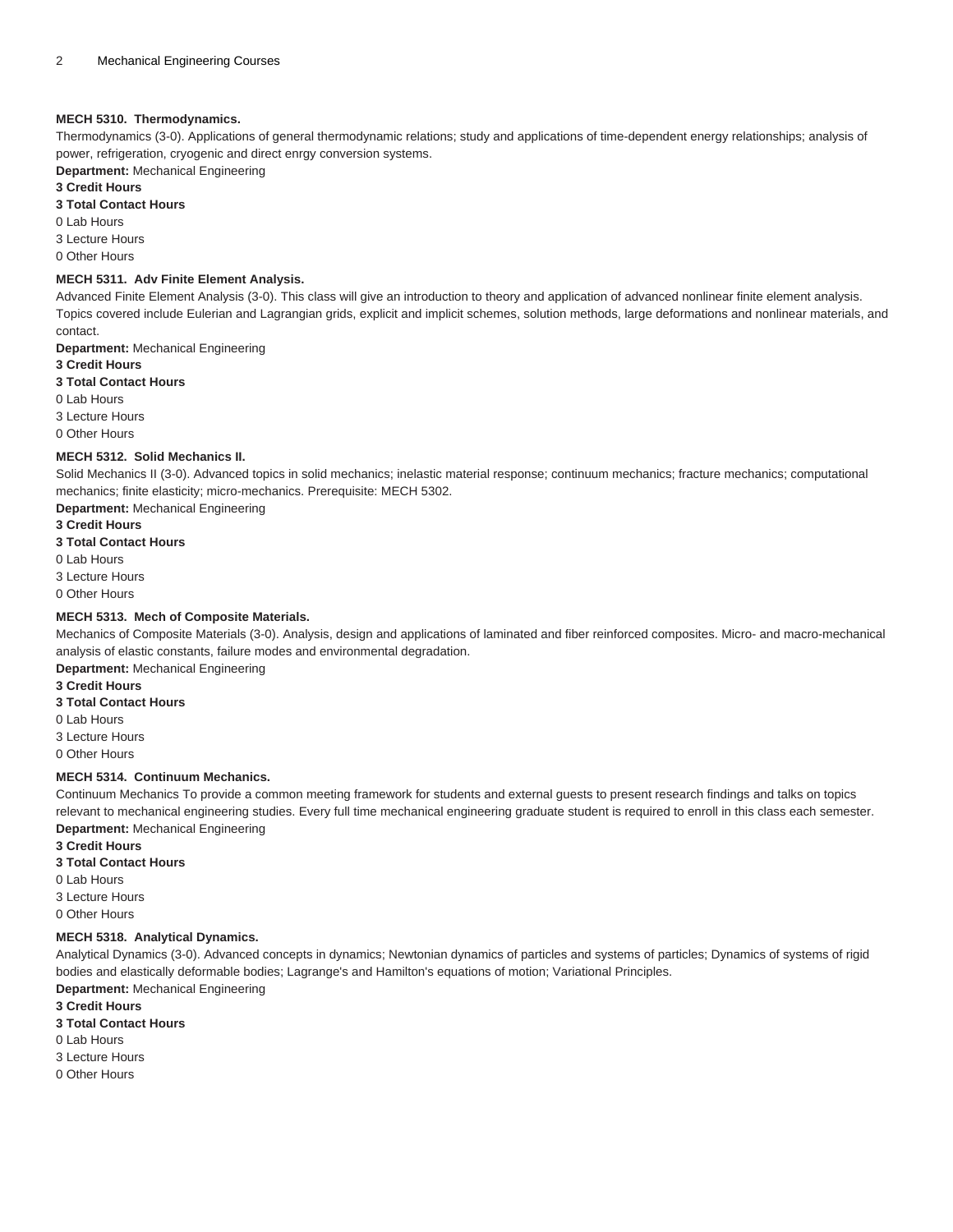### MECH 5310. Thermodynamics.

Thermodynamics (3-0). Applications of general thermodynamic relations; study and applications of time-dependent energy relationships; analysis of power, refrigeration, cryogenic and direct enrgy conversion systems.

**Department:** Mechanical Engineering

**3 Credit Hours**

**3 Total Contact Hours**

0 Lab Hours

3 Lecture Hours

0 Other Hours

### MECH 5311. Adv Finite Element Analysis.

Advanced Finite Element Analysis (3-0). This class will give an introduction to theory and application of advanced nonlinear finite element analysis. Topics covered include Eulerian and Lagrangian grids, explicit and implicit schemes, solution methods, large deformations and nonlinear materials, and contact.

**Department:** Mechanical Engineering

**3 Credit Hours**

**3 Total Contact Hours**

0 Lab Hours

3 Lecture Hours

0 Other Hours

### MECH 5312. Solid Mechanics II.

Solid Mechanics II (3-0). Advanced topics in solid mechanics; inelastic material response; continuum mechanics; fracture mechanics; computational mechanics; finite elasticity; micro-mechanics. Prerequisite: MECH 5302.

**Department:** Mechanical Engineering

**3 Credit Hours**

**3 Total Contact Hours**

0 Lab Hours

3 Lecture Hours

0 Other Hours

### MECH 5313. Mech of Composite Materials.

Mechanics of Composite Materials (3-0). Analysis, design and applications of laminated and fiber reinforced composites. Micro- and macro-mechanical analysis of elastic constants, failure modes and environmental degradation.

**Department:** Mechanical Engineering

**3 Credit Hours**

**3 Total Contact Hours**

0 Lab Hours

3 Lecture Hours

0 Other Hours

### MECH 5314. Continuum Mechanics.

Continuum Mechanics To provide a common meeting framework for students and external guests to present research findings and talks on topics relevant to mechanical engineering studies. Every full time mechanical engineering graduate student is required to enroll in this class each semester.

**Department:** Mechanical Engineering

**3 Credit Hours**

**3 Total Contact Hours**

0 Lab Hours

3 Lecture Hours

0 Other Hours

### MECH 5318. Analytical Dynamics.

Analytical Dynamics (3-0). Advanced concepts in dynamics; Newtonian dynamics of particles and systems of particles; Dynamics of systems of rigid bodies and elastically deformable bodies; Lagrange's and Hamilton's equations of motion; Variational Principles.

**Department:** Mechanical Engineering

**3 Credit Hours**

**3 Total Contact Hours**

0 Lab Hours

3 Lecture Hours

0 Other Hours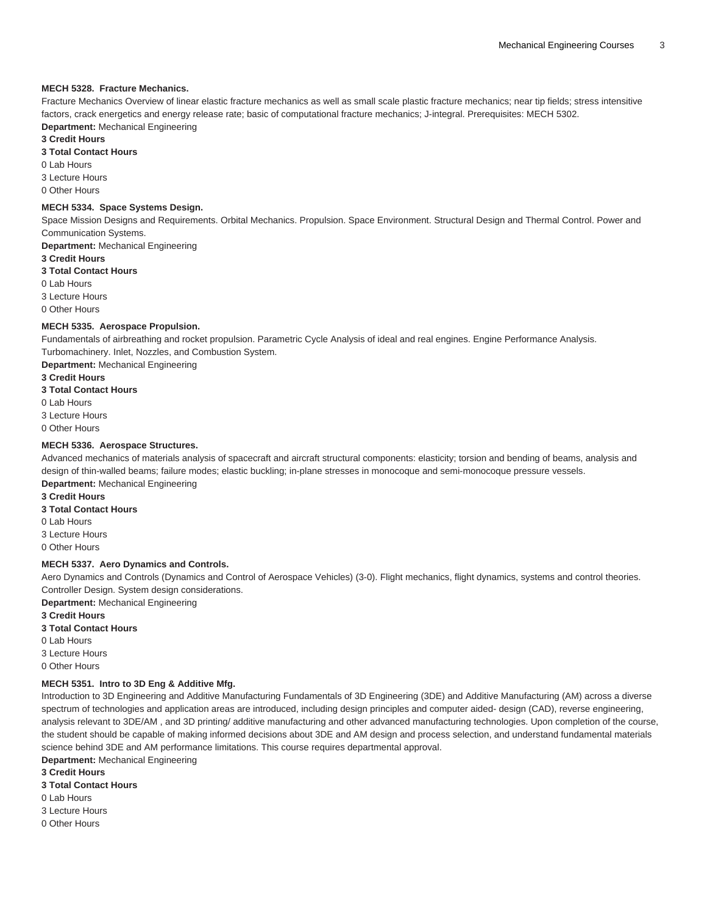**MECH 5328. Fracture Mechanics.**

Fracture Mechanics Overview of linear elastic fracture mechanics as well as small scale plastic fracture mechanics; near tip fields; stress intensitive factors, crack energetics and energy release rate; basic of computational fracture mechanics; J-integral. Prerequisites: MECH 5302.

**Department:** Mechanical Engineering

**3 Credit Hours**

**3 Total Contact Hours**

0 Lab Hours

3 Lecture Hours

0 Other Hours

**MECH 5334. Space Systems Design.**

Space Mission Designs and Requirements. Orbital Mechanics. Propulsion. Space Environment. Structural Design and Thermal Control. Power and Communication Systems.

**Department:** Mechanical Engineering

**3 Credit Hours**

**3 Total Contact Hours**

0 Lab Hours

3 Lecture Hours

0 Other Hours

**MECH 5335. Aerospace Propulsion.**

Fundamentals of airbreathing and rocket propulsion. Parametric Cycle Analysis of ideal and real engines. Engine Performance Analysis. Turbomachinery. Inlet, Nozzles, and Combustion System.

**Department:** Mechanical Engineering

**3 Credit Hours**

**3 Total Contact Hours**

0 Lab Hours

3 Lecture Hours

0 Other Hours

**MECH 5336. Aerospace Structures.**

Advanced mechanics of materials analysis of spacecraft and aircraft structural components: elasticity; torsion and bending of beams, analysis and design of thin-walled beams; failure modes; elastic buckling; in-plane stresses in monocoque and semi-monocoque pressure vessels.

**Department:** Mechanical Engineering

**3 Credit Hours**

**3 Total Contact Hours**

0 Lab Hours

3 Lecture Hours

0 Other Hours

**MECH 5337. Aero Dynamics and Controls.**

Aero Dynamics and Controls (Dynamics and Control of Aerospace Vehicles) (3-0). Flight mechanics, flight dynamics, systems and control theories. Controller Design. System design considerations.

**Department:** Mechanical Engineering

**3 Credit Hours**

**3 Total Contact Hours**

0 Lab Hours

3 Lecture Hours

0 Other Hours

**MECH 5351. Intro to 3D Eng & Additive Mfg.**

Introduction to 3D Engineering and Additive Manufacturing Fundamentals of 3D Engineering (3DE) and Additive Manufacturing (AM) across a diverse spectrum of technologies and application areas are introduced, including design principles and computer aided- design (CAD), reverse engineering, analysis relevant to 3DE/AM , and 3D printing/ additive manufacturing and other advanced manufacturing technologies. Upon completion of the course, the student should be capable of making informed decisions about 3DE and AM design and process selection, and understand fundamental materials science behind 3DE and AM performance limitations. This course requires departmental approval.

**Department:** Mechanical Engineering

**3 Credit Hours**

**3 Total Contact Hours**

0 Lab Hours

3 Lecture Hours

0 Other Hours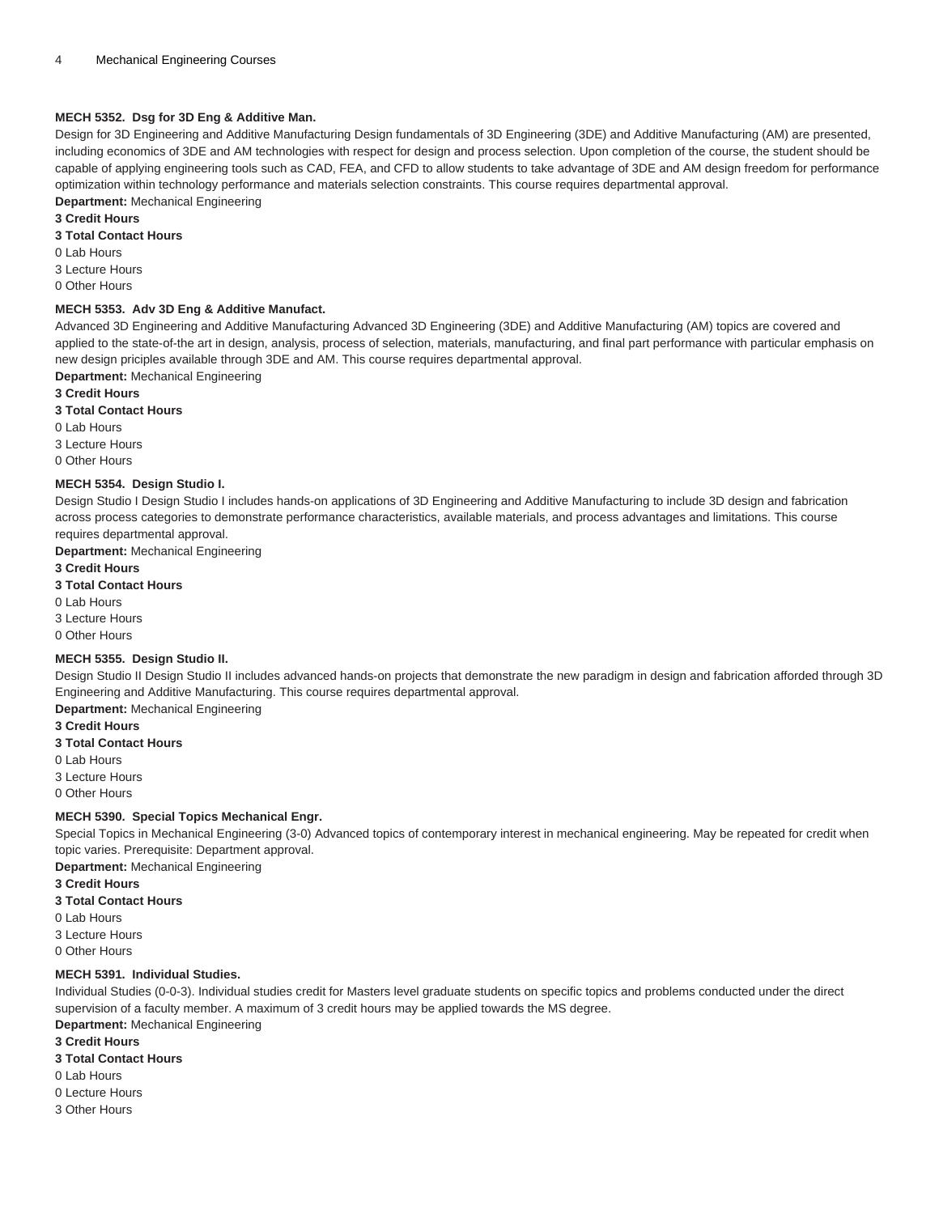#### MECH 5352. Dsg for 3D Eng & Additive Man.

Design for 3D Engineering and Additive Manufacturing Design fundamentals of 3D Engineering (3DE) and Additive Manufacturing (AM) are presented, including economics of 3DE and AM technologies with respect for design and process selection. Upon completion of the course, the student should be capable of applying engineering tools such as CAD, FEA, and CFD to allow students to take advantage of 3DE and AM design freedom for performance optimization within technology performance and materials selection constraints. This course requires departmental approval.

**Department:** Mechanical Engineering
**3 Credit Hours**
**3 Total Contact Hours**
0 Lab Hours
3 Lecture Hours
0 Other Hours

#### MECH 5353. Adv 3D Eng & Additive Manufact.

Advanced 3D Engineering and Additive Manufacturing Advanced 3D Engineering (3DE) and Additive Manufacturing (AM) topics are covered and applied to the state-of-the art in design, analysis, process of selection, materials, manufacturing, and final part performance with particular emphasis on new design priciples available through 3DE and AM. This course requires departmental approval.

**Department:** Mechanical Engineering
**3 Credit Hours**
**3 Total Contact Hours**
0 Lab Hours
3 Lecture Hours
0 Other Hours

#### MECH 5354. Design Studio I.

Design Studio I Design Studio I includes hands-on applications of 3D Engineering and Additive Manufacturing to include 3D design and fabrication across process categories to demonstrate performance characteristics, available materials, and process advantages and limitations. This course requires departmental approval.

**Department:** Mechanical Engineering
**3 Credit Hours**
**3 Total Contact Hours**
0 Lab Hours
3 Lecture Hours
0 Other Hours

#### MECH 5355. Design Studio II.

Design Studio II Design Studio II includes advanced hands-on projects that demonstrate the new paradigm in design and fabrication afforded through 3D Engineering and Additive Manufacturing. This course requires departmental approval.

**Department:** Mechanical Engineering
**3 Credit Hours**
**3 Total Contact Hours**
0 Lab Hours
3 Lecture Hours
0 Other Hours

#### MECH 5390. Special Topics Mechanical Engr.

Special Topics in Mechanical Engineering (3-0) Advanced topics of contemporary interest in mechanical engineering. May be repeated for credit when topic varies. Prerequisite: Department approval.

**Department:** Mechanical Engineering
**3 Credit Hours**
**3 Total Contact Hours**
0 Lab Hours
3 Lecture Hours
0 Other Hours

#### MECH 5391. Individual Studies.

Individual Studies (0-0-3). Individual studies credit for Masters level graduate students on specific topics and problems conducted under the direct supervision of a faculty member. A maximum of 3 credit hours may be applied towards the MS degree.

**Department:** Mechanical Engineering
**3 Credit Hours**
**3 Total Contact Hours**
0 Lab Hours
0 Lecture Hours
3 Other Hours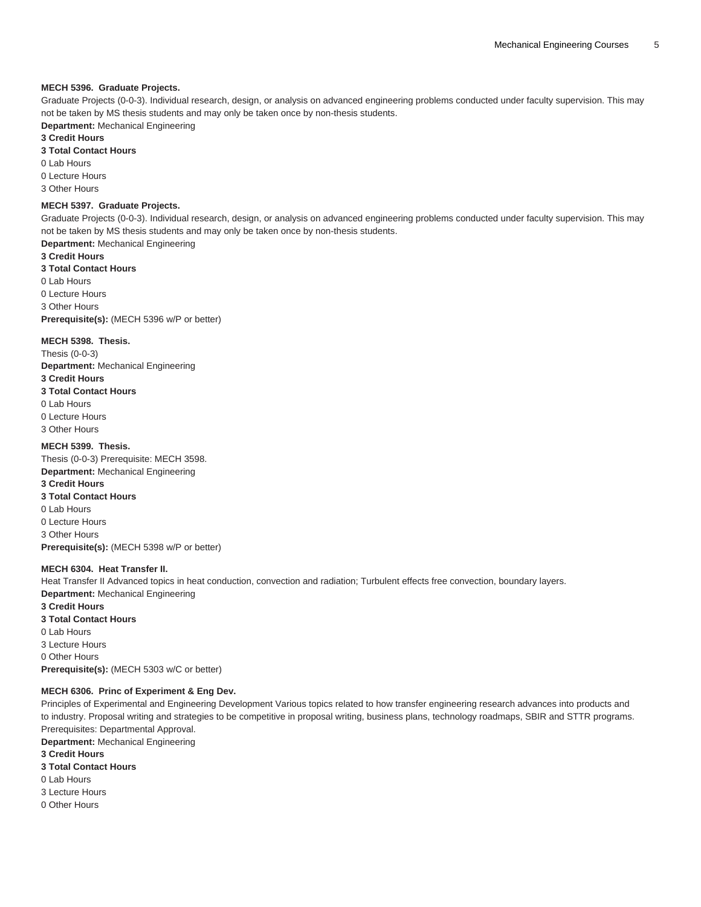**MECH 5396. Graduate Projects.**

Graduate Projects (0-0-3). Individual research, design, or analysis on advanced engineering problems conducted under faculty supervision. This may not be taken by MS thesis students and may only be taken once by non-thesis students.

**Department:** Mechanical Engineering

**3 Credit Hours**

**3 Total Contact Hours**

0 Lab Hours

0 Lecture Hours

3 Other Hours

**MECH 5397. Graduate Projects.**

Graduate Projects (0-0-3). Individual research, design, or analysis on advanced engineering problems conducted under faculty supervision. This may not be taken by MS thesis students and may only be taken once by non-thesis students.

**Department:** Mechanical Engineering

**3 Credit Hours**

**3 Total Contact Hours**

0 Lab Hours

0 Lecture Hours

3 Other Hours

**Prerequisite(s):** (MECH 5396 w/P or better)

**MECH 5398. Thesis.**

Thesis (0-0-3)

**Department:** Mechanical Engineering

**3 Credit Hours**

**3 Total Contact Hours**

0 Lab Hours

0 Lecture Hours

3 Other Hours

**MECH 5399. Thesis.**

Thesis (0-0-3) Prerequisite: MECH 3598.

**Department:** Mechanical Engineering

**3 Credit Hours**

**3 Total Contact Hours**

0 Lab Hours

0 Lecture Hours

3 Other Hours

**Prerequisite(s):** (MECH 5398 w/P or better)

**MECH 6304. Heat Transfer II.**

Heat Transfer II Advanced topics in heat conduction, convection and radiation; Turbulent effects free convection, boundary layers.

**Department:** Mechanical Engineering

**3 Credit Hours**

**3 Total Contact Hours**

0 Lab Hours

3 Lecture Hours

0 Other Hours

**Prerequisite(s):** (MECH 5303 w/C or better)

**MECH 6306. Princ of Experiment & Eng Dev.**

Principles of Experimental and Engineering Development Various topics related to how transfer engineering research advances into products and to industry. Proposal writing and strategies to be competitive in proposal writing, business plans, technology roadmaps, SBIR and STTR programs. Prerequisites: Departmental Approval.

**Department:** Mechanical Engineering

**3 Credit Hours**

**3 Total Contact Hours**

0 Lab Hours

3 Lecture Hours

0 Other Hours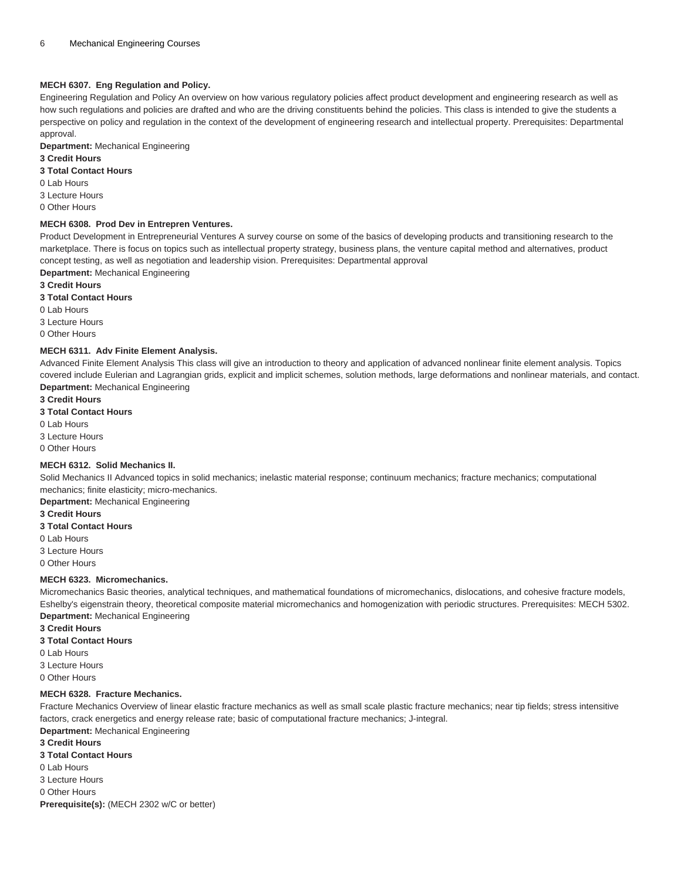### MECH 6307. Eng Regulation and Policy.

Engineering Regulation and Policy An overview on how various regulatory policies affect product development and engineering research as well as how such regulations and policies are drafted and who are the driving constituents behind the policies. This class is intended to give the students a perspective on policy and regulation in the context of the development of engineering research and intellectual property. Prerequisites: Departmental approval.

**Department:** Mechanical Engineering

**3 Credit Hours**

**3 Total Contact Hours**

0 Lab Hours

3 Lecture Hours

0 Other Hours

### MECH 6308. Prod Dev in Entrepren Ventures.

Product Development in Entrepreneurial Ventures A survey course on some of the basics of developing products and transitioning research to the marketplace. There is focus on topics such as intellectual property strategy, business plans, the venture capital method and alternatives, product concept testing, as well as negotiation and leadership vision. Prerequisites: Departmental approval

**Department:** Mechanical Engineering

**3 Credit Hours**

**3 Total Contact Hours**

0 Lab Hours

3 Lecture Hours

0 Other Hours

### MECH 6311. Adv Finite Element Analysis.

Advanced Finite Element Analysis This class will give an introduction to theory and application of advanced nonlinear finite element analysis. Topics covered include Eulerian and Lagrangian grids, explicit and implicit schemes, solution methods, large deformations and nonlinear materials, and contact.

**Department:** Mechanical Engineering

**3 Credit Hours**

**3 Total Contact Hours**

0 Lab Hours

3 Lecture Hours

0 Other Hours

### MECH 6312. Solid Mechanics II.

Solid Mechanics II Advanced topics in solid mechanics; inelastic material response; continuum mechanics; fracture mechanics; computational mechanics; finite elasticity; micro-mechanics.

**Department:** Mechanical Engineering

**3 Credit Hours**

**3 Total Contact Hours**

0 Lab Hours

3 Lecture Hours

0 Other Hours

### MECH 6323. Micromechanics.

Micromechanics Basic theories, analytical techniques, and mathematical foundations of micromechanics, dislocations, and cohesive fracture models, Eshelby's eigenstrain theory, theoretical composite material micromechanics and homogenization with periodic structures. Prerequisites: MECH 5302.

**Department:** Mechanical Engineering

**3 Credit Hours**

**3 Total Contact Hours**

0 Lab Hours

3 Lecture Hours

0 Other Hours

### MECH 6328. Fracture Mechanics.

Fracture Mechanics Overview of linear elastic fracture mechanics as well as small scale plastic fracture mechanics; near tip fields; stress intensitive factors, crack energetics and energy release rate; basic of computational fracture mechanics; J-integral.

**Department:** Mechanical Engineering

**3 Credit Hours**

**3 Total Contact Hours**

0 Lab Hours

3 Lecture Hours

0 Other Hours

**Prerequisite(s):** (MECH 2302 w/C or better)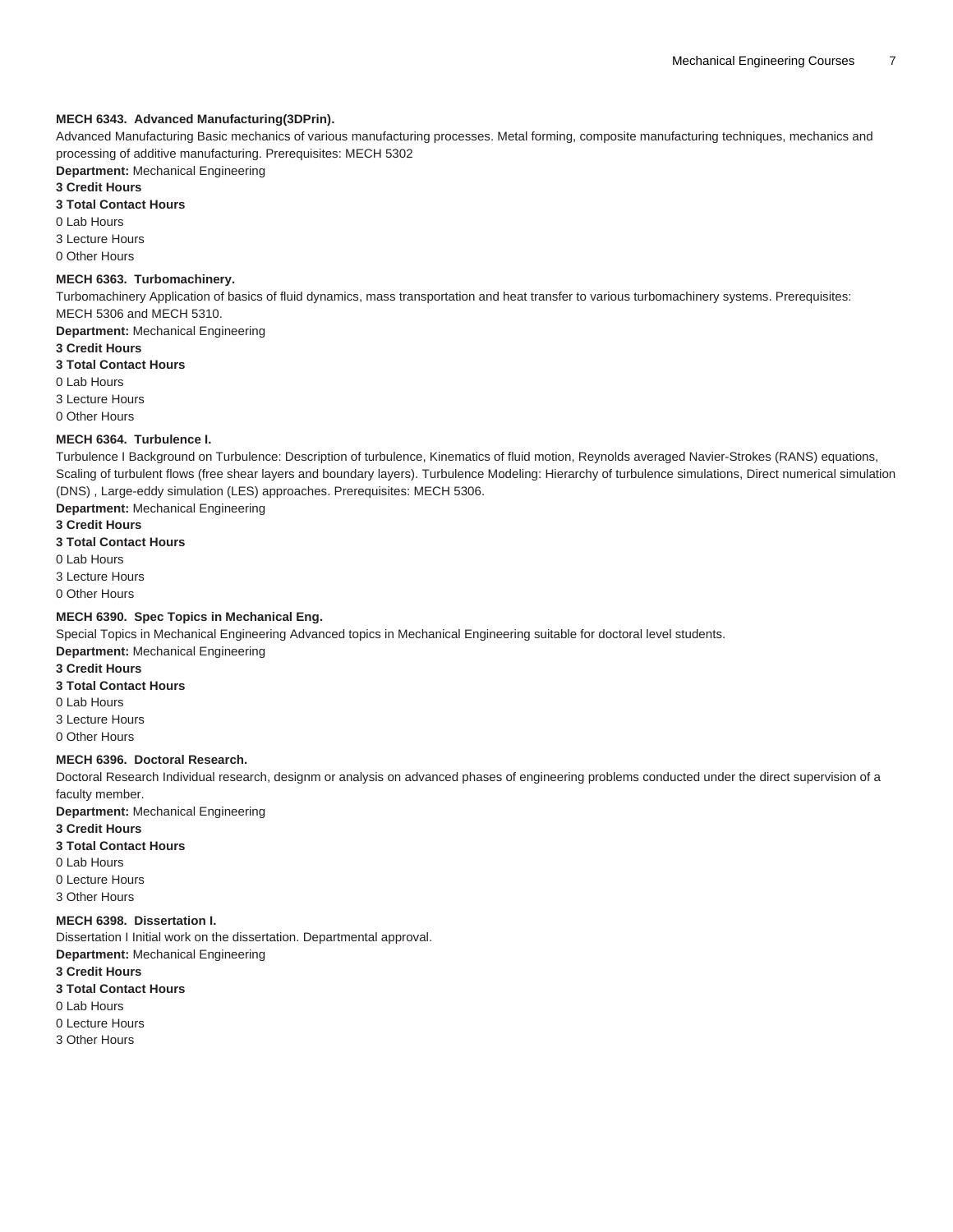**MECH 6343. Advanced Manufacturing(3DPrin).**

Advanced Manufacturing Basic mechanics of various manufacturing processes. Metal forming, composite manufacturing techniques, mechanics and processing of additive manufacturing. Prerequisites: MECH 5302

**Department:** Mechanical Engineering

**3 Credit Hours**

**3 Total Contact Hours**

0 Lab Hours

3 Lecture Hours

0 Other Hours

**MECH 6363. Turbomachinery.**

Turbomachinery Application of basics of fluid dynamics, mass transportation and heat transfer to various turbomachinery systems. Prerequisites: MECH 5306 and MECH 5310.

**Department:** Mechanical Engineering

**3 Credit Hours**

**3 Total Contact Hours**

0 Lab Hours

3 Lecture Hours

0 Other Hours

**MECH 6364. Turbulence I.**

Turbulence I Background on Turbulence: Description of turbulence, Kinematics of fluid motion, Reynolds averaged Navier-Strokes (RANS) equations, Scaling of turbulent flows (free shear layers and boundary layers). Turbulence Modeling: Hierarchy of turbulence simulations, Direct numerical simulation (DNS) , Large-eddy simulation (LES) approaches. Prerequisites: MECH 5306.

**Department:** Mechanical Engineering

**3 Credit Hours**

**3 Total Contact Hours**

0 Lab Hours

3 Lecture Hours

0 Other Hours

**MECH 6390. Spec Topics in Mechanical Eng.**

Special Topics in Mechanical Engineering Advanced topics in Mechanical Engineering suitable for doctoral level students.

**Department:** Mechanical Engineering

**3 Credit Hours**

**3 Total Contact Hours**

0 Lab Hours

3 Lecture Hours

0 Other Hours

**MECH 6396. Doctoral Research.**

Doctoral Research Individual research, designm or analysis on advanced phases of engineering problems conducted under the direct supervision of a faculty member.

**Department:** Mechanical Engineering

**3 Credit Hours**

**3 Total Contact Hours**

0 Lab Hours

0 Lecture Hours

3 Other Hours

**MECH 6398. Dissertation I.**

Dissertation I Initial work on the dissertation. Departmental approval.

**Department:** Mechanical Engineering

**3 Credit Hours**

**3 Total Contact Hours**

0 Lab Hours

0 Lecture Hours

3 Other Hours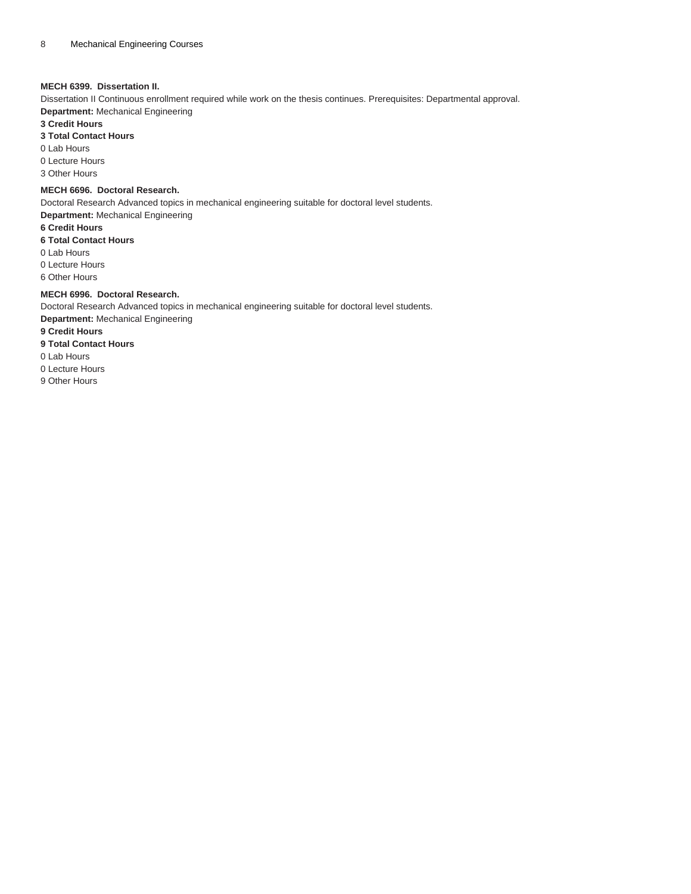**MECH 6399. Dissertation II.**

Dissertation II Continuous enrollment required while work on the thesis continues. Prerequisites: Departmental approval.

**Department:** Mechanical Engineering

**3 Credit Hours**

**3 Total Contact Hours**

0 Lab Hours

0 Lecture Hours

3 Other Hours

**MECH 6696. Doctoral Research.**

Doctoral Research Advanced topics in mechanical engineering suitable for doctoral level students.

**Department:** Mechanical Engineering

**6 Credit Hours**

**6 Total Contact Hours**

0 Lab Hours

0 Lecture Hours

6 Other Hours

**MECH 6996. Doctoral Research.**

Doctoral Research Advanced topics in mechanical engineering suitable for doctoral level students.

**Department:** Mechanical Engineering

**9 Credit Hours**

**9 Total Contact Hours**

0 Lab Hours

0 Lecture Hours

9 Other Hours